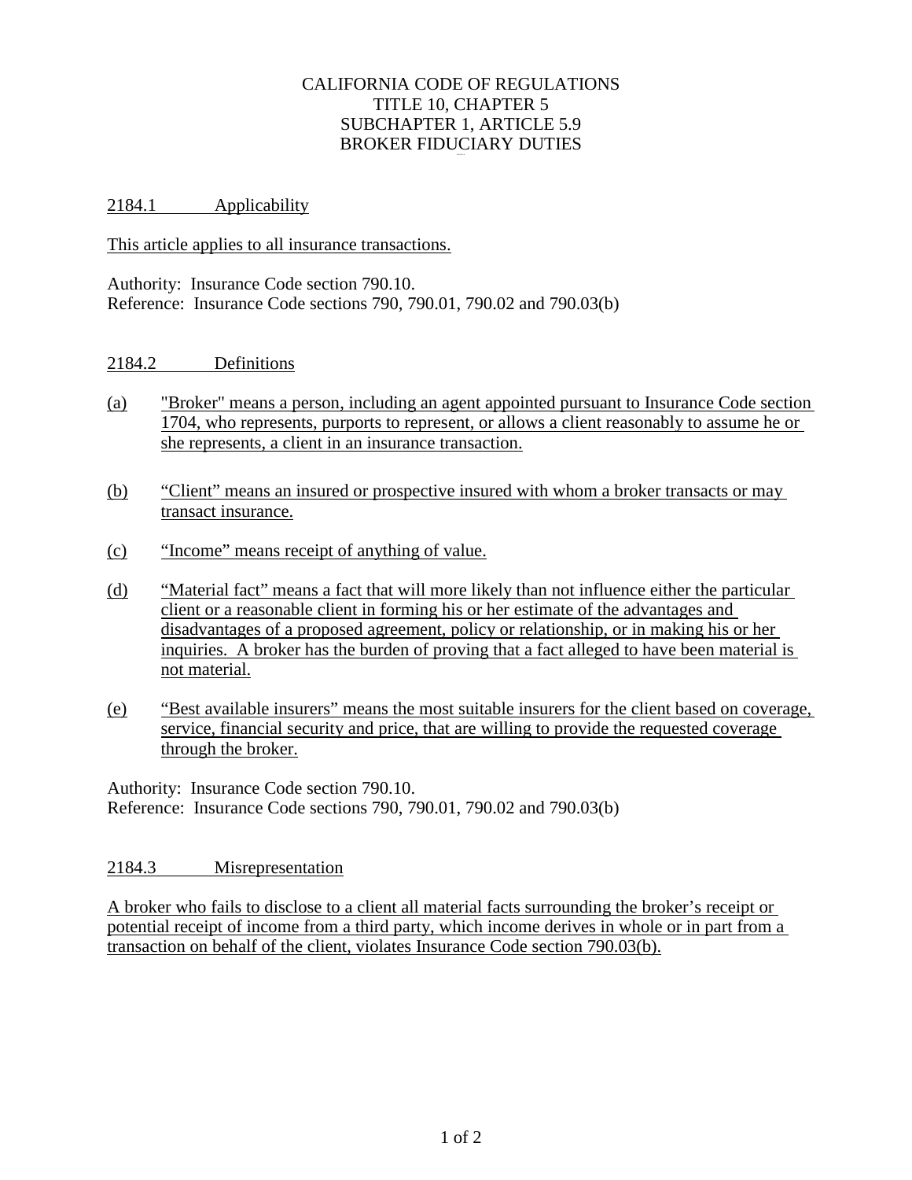# CALIFORNIA CODE OF REGULATIONS
# TITLE 10, CHAPTER 5
# SUBCHAPTER 1, ARTICLE 5.9
# BROKER FIDUCIARY DUTIES

## 2184.1 Applicability

This article applies to all insurance transactions.

Authority: Insurance Code section 790.10.
Reference: Insurance Code sections 790, 790.01, 790.02 and 790.03(b)

## 2184.2 Definitions

(a) "Broker" means a person, including an agent appointed pursuant to Insurance Code section 1704, who represents, purports to represent, or allows a client reasonably to assume he or she represents, a client in an insurance transaction.

(b) “Client” means an insured or prospective insured with whom a broker transacts or may transact insurance.

(c) “Income” means receipt of anything of value.

(d) “Material fact” means a fact that will more likely than not influence either the particular client or a reasonable client in forming his or her estimate of the advantages and disadvantages of a proposed agreement, policy or relationship, or in making his or her inquiries. A broker has the burden of proving that a fact alleged to have been material is not material.

(e) “Best available insurers” means the most suitable insurers for the client based on coverage, service, financial security and price, that are willing to provide the requested coverage through the broker.

Authority: Insurance Code section 790.10.
Reference: Insurance Code sections 790, 790.01, 790.02 and 790.03(b)

## 2184.3 Misrepresentation

A broker who fails to disclose to a client all material facts surrounding the broker’s receipt or potential receipt of income from a third party, which income derives in whole or in part from a transaction on behalf of the client, violates Insurance Code section 790.03(b).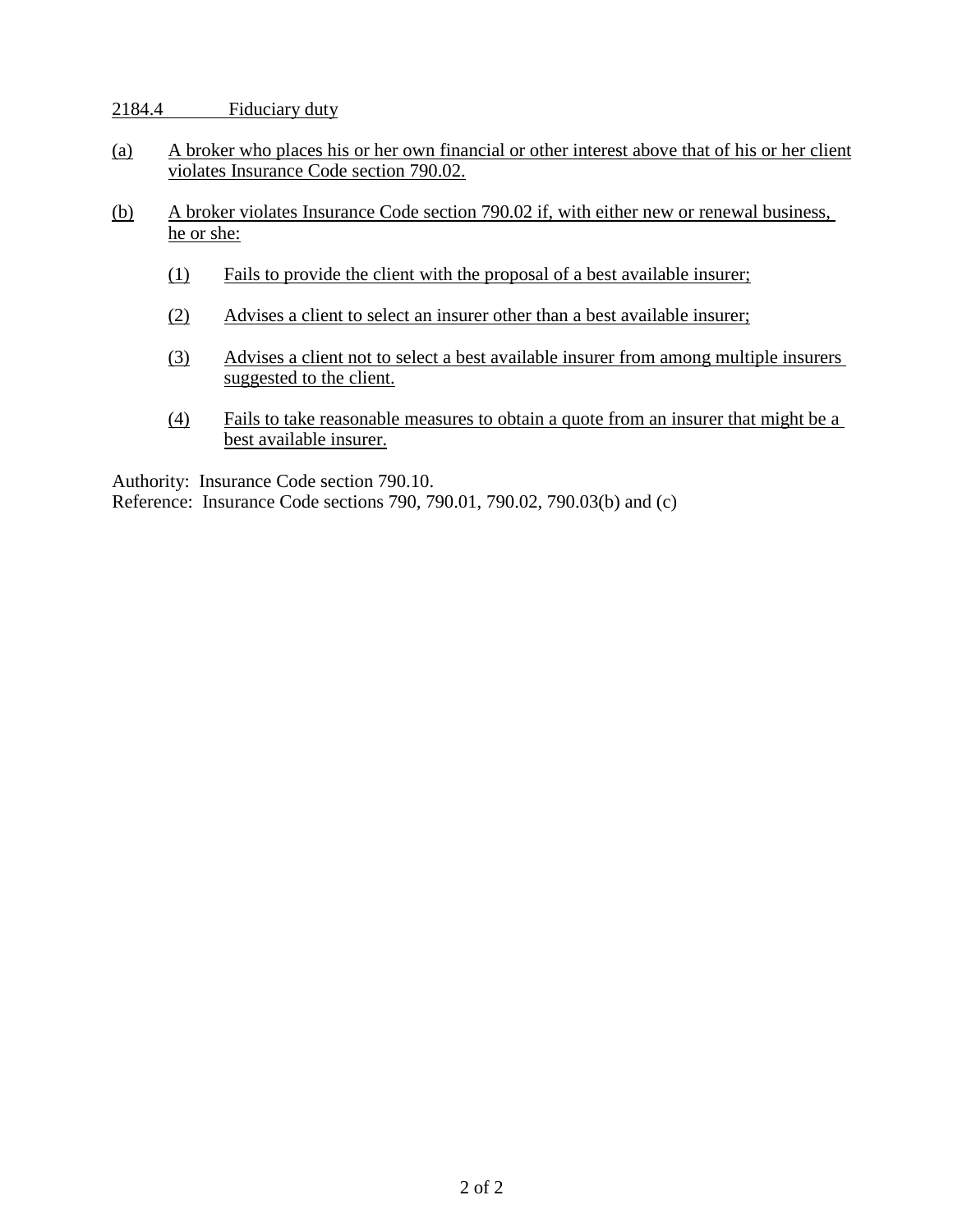2184.4 Fiduciary duty

(a) A broker who places his or her own financial or other interest above that of his or her client violates Insurance Code section 790.02.

(b) A broker violates Insurance Code section 790.02 if, with either new or renewal business, he or she:

  (1) Fails to provide the client with the proposal of a best available insurer;

  (2) Advises a client to select an insurer other than a best available insurer;

  (3) Advises a client not to select a best available insurer from among multiple insurers suggested to the client.

  (4) Fails to take reasonable measures to obtain a quote from an insurer that might be a best available insurer.

Authority: Insurance Code section 790.10.
Reference: Insurance Code sections 790, 790.01, 790.02, 790.03(b) and (c)